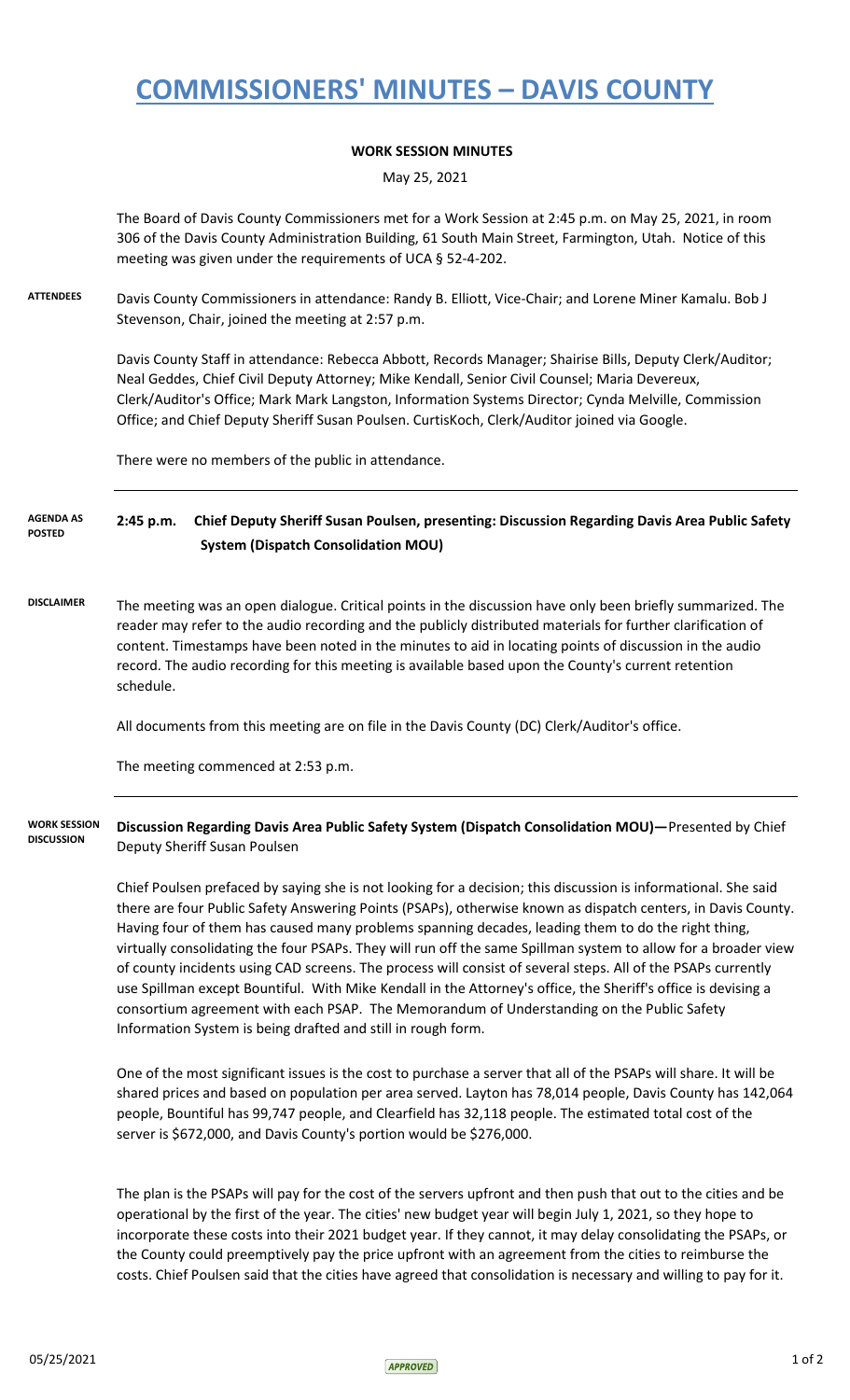# COMMISSIONERS' MINUTES – DAVIS COUNTY

**WORK SESSION MINUTES**

May 25, 2021

The Board of Davis County Commissioners met for a Work Session at 2:45 p.m. on May 25, 2021, in room 306 of the Davis County Administration Building, 61 South Main Street, Farmington, Utah. Notice of this meeting was given under the requirements of UCA § 52-4-202.

**ATTENDEES**

Davis County Commissioners in attendance: Randy B. Elliott, Vice-Chair; and Lorene Miner Kamalu. Bob J Stevenson, Chair, joined the meeting at 2:57 p.m.

Davis County Staff in attendance: Rebecca Abbott, Records Manager; Shairise Bills, Deputy Clerk/Auditor; Neal Geddes, Chief Civil Deputy Attorney; Mike Kendall, Senior Civil Counsel; Maria Devereux, Clerk/Auditor's Office; Mark Mark Langston, Information Systems Director; Cynda Melville, Commission Office; and Chief Deputy Sheriff Susan Poulsen. CurtisKoch, Clerk/Auditor joined via Google.

There were no members of the public in attendance.

**AGENDA AS POSTED**

**2:45 p.m. Chief Deputy Sheriff Susan Poulsen, presenting: Discussion Regarding Davis Area Public Safety System (Dispatch Consolidation MOU)**

**DISCLAIMER**

The meeting was an open dialogue. Critical points in the discussion have only been briefly summarized. The reader may refer to the audio recording and the publicly distributed materials for further clarification of content. Timestamps have been noted in the minutes to aid in locating points of discussion in the audio record. The audio recording for this meeting is available based upon the County's current retention schedule.

All documents from this meeting are on file in the Davis County (DC) Clerk/Auditor's office.

The meeting commenced at 2:53 p.m.

**WORK SESSION DISCUSSION**

**Discussion Regarding Davis Area Public Safety System (Dispatch Consolidation MOU)—**Presented by Chief Deputy Sheriff Susan Poulsen

Chief Poulsen prefaced by saying she is not looking for a decision; this discussion is informational. She said there are four Public Safety Answering Points (PSAPs), otherwise known as dispatch centers, in Davis County. Having four of them has caused many problems spanning decades, leading them to do the right thing, virtually consolidating the four PSAPs. They will run off the same Spillman system to allow for a broader view of county incidents using CAD screens. The process will consist of several steps. All of the PSAPs currently use Spillman except Bountiful. With Mike Kendall in the Attorney's office, the Sheriff's office is devising a consortium agreement with each PSAP. The Memorandum of Understanding on the Public Safety Information System is being drafted and still in rough form.

One of the most significant issues is the cost to purchase a server that all of the PSAPs will share. It will be shared prices and based on population per area served. Layton has 78,014 people, Davis County has 142,064 people, Bountiful has 99,747 people, and Clearfield has 32,118 people. The estimated total cost of the server is $672,000, and Davis County's portion would be $276,000.

The plan is the PSAPs will pay for the cost of the servers upfront and then push that out to the cities and be operational by the first of the year. The cities' new budget year will begin July 1, 2021, so they hope to incorporate these costs into their 2021 budget year. If they cannot, it may delay consolidating the PSAPs, or the County could preemptively pay the price upfront with an agreement from the cities to reimburse the costs. Chief Poulsen said that the cities have agreed that consolidation is necessary and willing to pay for it.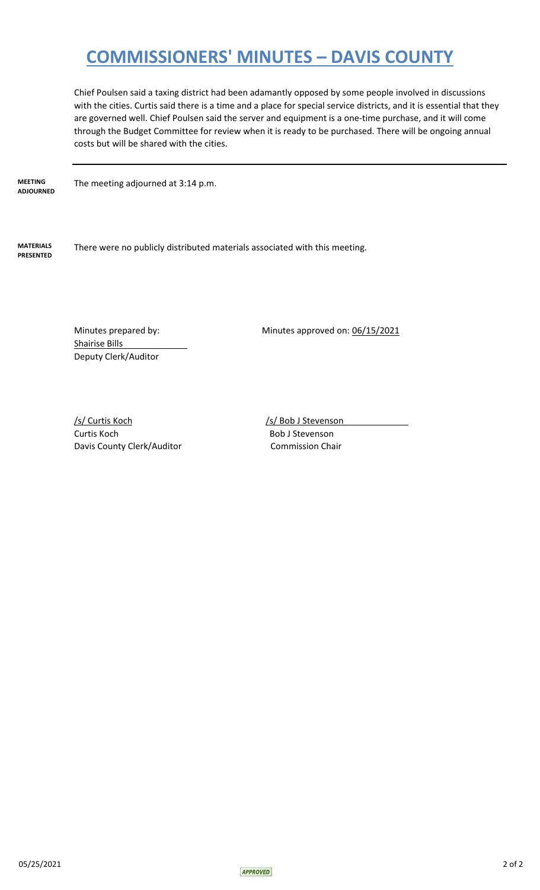# COMMISSIONERS' MINUTES – DAVIS COUNTY

Chief Poulsen said a taxing district had been adamantly opposed by some people involved in discussions with the cities. Curtis said there is a time and a place for special service districts, and it is essential that they are governed well. Chief Poulsen said the server and equipment is a one-time purchase, and it will come through the Budget Committee for review when it is ready to be purchased. There will be ongoing annual costs but will be shared with the cities.

---

**MEETING ADJOURNED** The meeting adjourned at 3:14 p.m.

**MATERIALS PRESENTED** There were no publicly distributed materials associated with this meeting.

Minutes prepared by: Shairise Bills
Deputy Clerk/Auditor

Minutes approved on: 06/15/2021

/s/ Curtis Koch
Curtis Koch
Davis County Clerk/Auditor

/s/ Bob J Stevenson
Bob J Stevenson
Commission Chair

05/25/2021

APPROVED